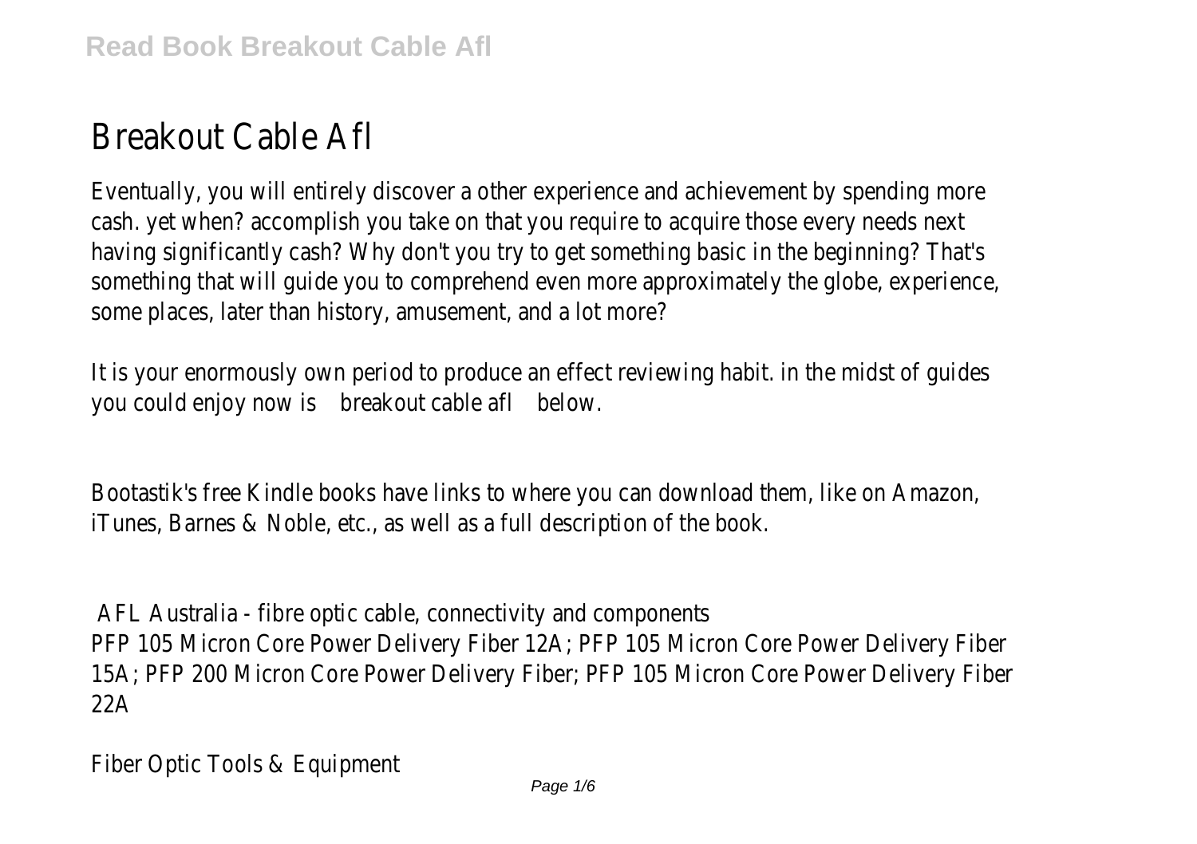# Breakout Cable Afl

Eventually, you will entirely discover a other experience and achievement by spending more cash. yet when? accomplish you take on that you require to acquire those every needs next having significantly cash? Why don't you try to get something basic in the beginning? That's something that will guide you to comprehend even more approximately the globe, experience, some places, later than history, amusement, and a lot more?

It is your enormously own period to produce an effect reviewing habit. in the midst of guides you could enjoy now is breakout cable afl below.

Bootastik's free Kindle books have links to where you can download them, like on Amazon, iTunes, Barnes & Noble, etc., as well as a full description of the book.

AFL Australia - fibre optic cable, connectivity and components

PFP 105 Micron Core Power Delivery Fiber 12A; PFP 105 Micron Core Power Delivery Fiber 15A; PFP 200 Micron Core Power Delivery Fiber; PFP 105 Micron Core Power Delivery Fiber 22A

Fiber Optic Tools & Equipment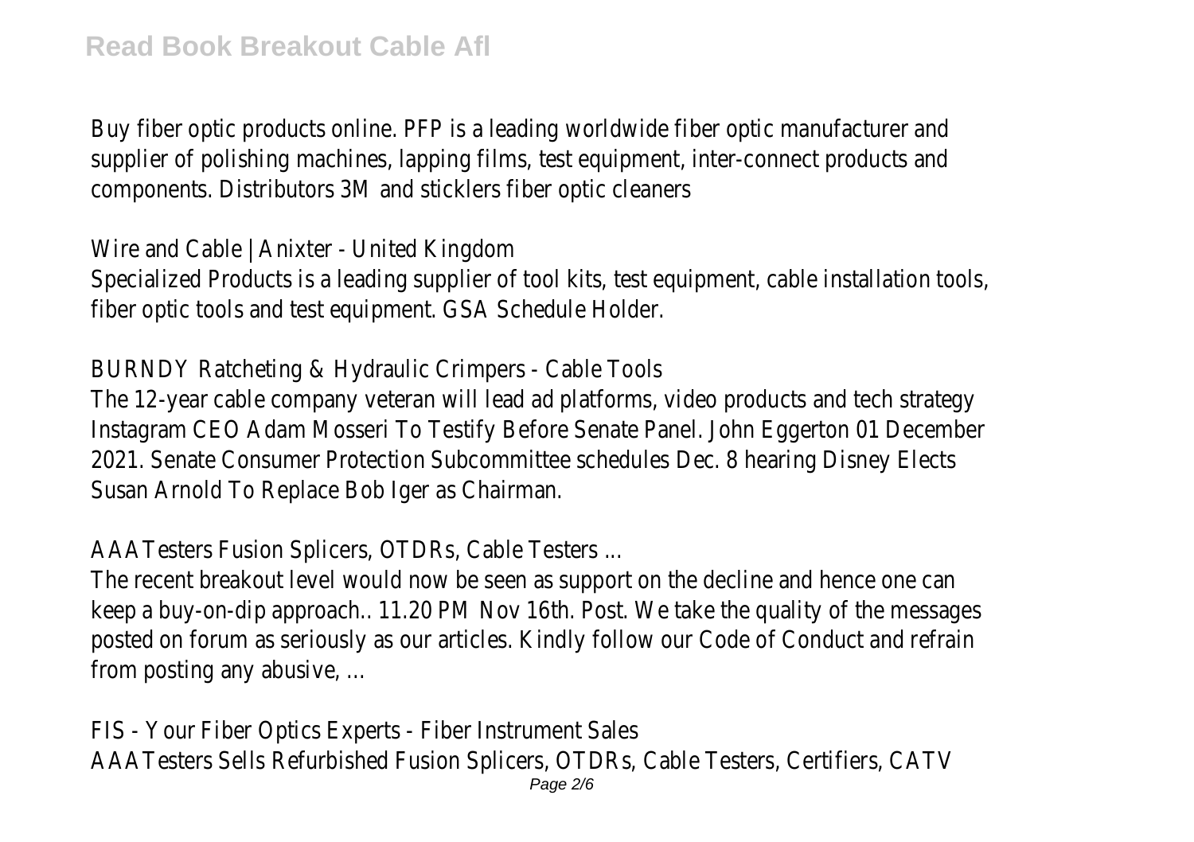Buy fiber optic products online. PFP is a leading worldwide fiber optic manufacturer and supplier of polishing machines, lapping films, test equipment, inter-connect products and components. Distributors 3M and sticklers fiber optic cleaners

Wire and Cable | Anixter - United Kingdom

Specialized Products is a leading supplier of tool kits, test equipment, cable installation tools, fiber optic tools and test equipment. GSA Schedule Holder.

BURNDY Ratcheting & Hydraulic Crimpers - Cable Tools

The 12-year cable company veteran will lead ad platforms, video products and tech strategy Instagram CEO Adam Mosseri To Testify Before Senate Panel. John Eggerton 01 December 2021. Senate Consumer Protection Subcommittee schedules Dec. 8 hearing Disney Elects Susan Arnold To Replace Bob Iger as Chairman.

AAATesters Fusion Splicers, OTDRs, Cable Testers ...

The recent breakout level would now be seen as support on the decline and hence one can keep a buy-on-dip approach.. 11.20 PM Nov 16th. Post. We take the quality of the messages posted on forum as seriously as our articles. Kindly follow our Code of Conduct and refrain from posting any abusive, ...

FIS - Your Fiber Optics Experts - Fiber Instrument Sales

AAATesters Sells Refurbished Fusion Splicers, OTDRs, Cable Testers, Certifiers, CATV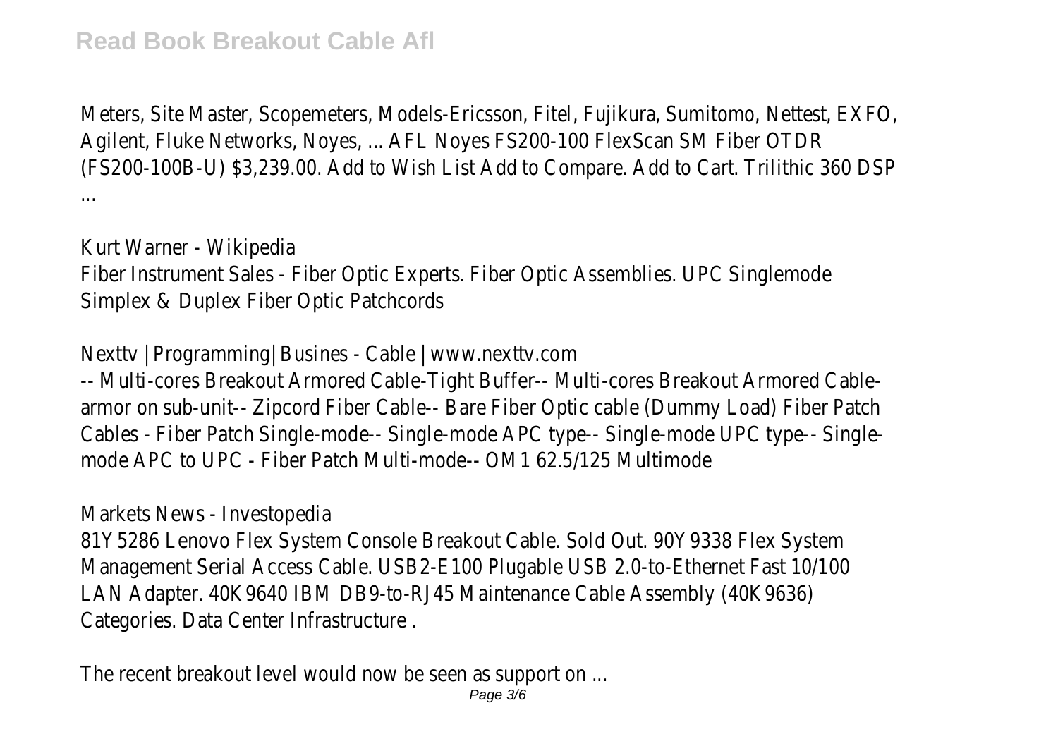Meters, Site Master, Scopemeters, Models-Ericsson, Fitel, Fujikura, Sumitomo, Nettest, EXFO, Agilent, Fluke Networks, Noyes, ... AFL Noyes FS200-100 FlexScan SM Fiber OTDR (FS200-100B-U) $3,239.00. Add to Wish List Add to Compare. Add to Cart. Trilithic 360 DSP ...

Kurt Warner - Wikipedia

Fiber Instrument Sales - Fiber Optic Experts. Fiber Optic Assemblies. UPC Singlemode Simplex & Duplex Fiber Optic Patchcords

Nexttv | Programming| Busines - Cable | www.nexttv.com

-- Multi-cores Breakout Armored Cable-Tight Buffer-- Multi-cores Breakout Armored Cable-armor on sub-unit-- Zipcord Fiber Cable-- Bare Fiber Optic cable (Dummy Load) Fiber Patch Cables - Fiber Patch Single-mode-- Single-mode APC type-- Single-mode UPC type-- Single-mode APC to UPC - Fiber Patch Multi-mode-- OM1 62.5/125 Multimode

Markets News - Investopedia

81Y5286 Lenovo Flex System Console Breakout Cable. Sold Out. 90Y9338 Flex System Management Serial Access Cable. USB2-E100 Plugable USB 2.0-to-Ethernet Fast 10/100 LAN Adapter. 40K9640 IBM DB9-to-RJ45 Maintenance Cable Assembly (40K9636) Categories. Data Center Infrastructure .

The recent breakout level would now be seen as support on ...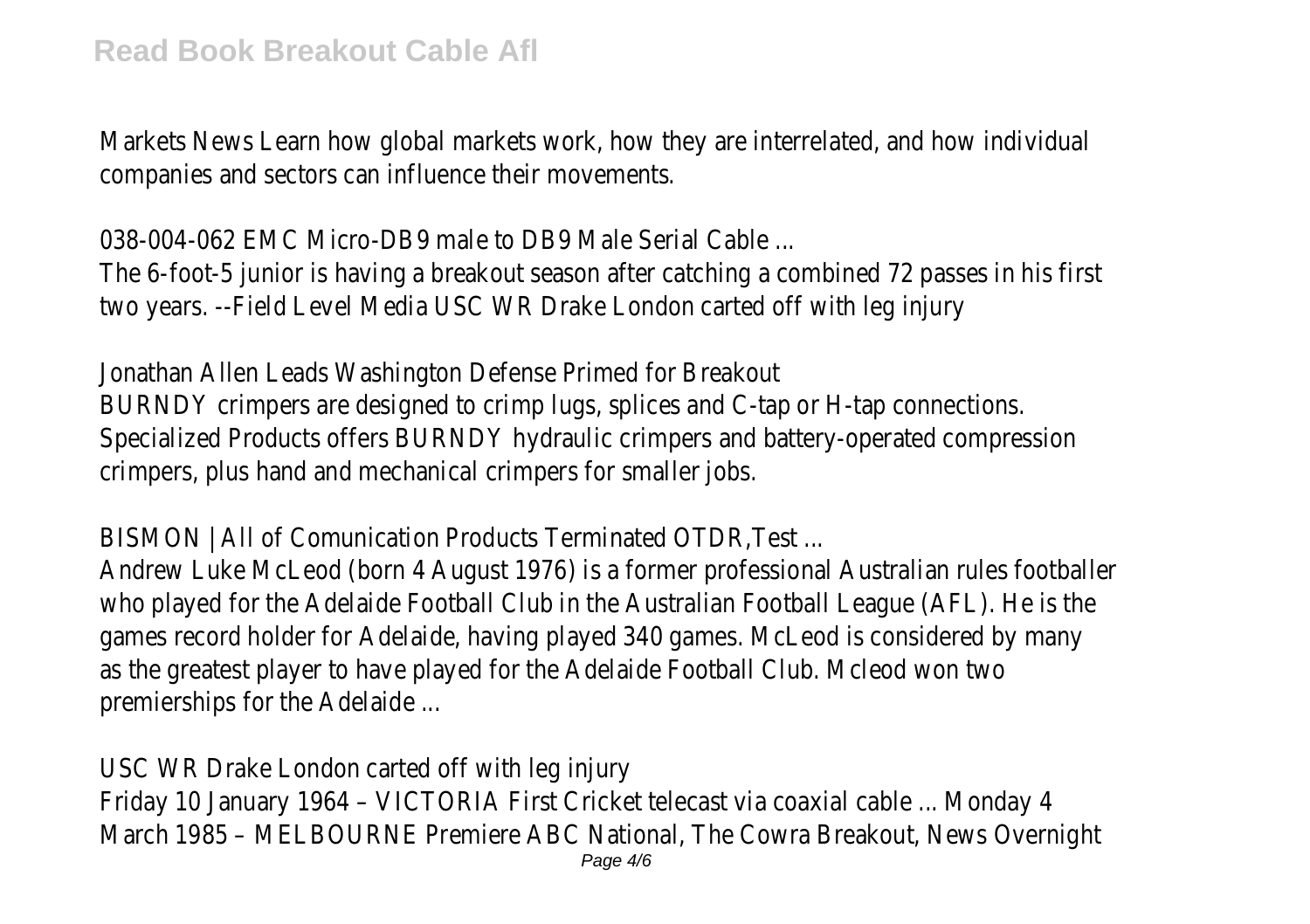Markets News Learn how global markets work, how they are interrelated, and how individual companies and sectors can influence their movements.

038-004-062 EMC Micro-DB9 male to DB9 Male Serial Cable ...

The 6-foot-5 junior is having a breakout season after catching a combined 72 passes in his first two years. --Field Level Media USC WR Drake London carted off with leg injury

Jonathan Allen Leads Washington Defense Primed for Breakout

BURNDY crimpers are designed to crimp lugs, splices and C-tap or H-tap connections. Specialized Products offers BURNDY hydraulic crimpers and battery-operated compression crimpers, plus hand and mechanical crimpers for smaller jobs.

BISMON | All of Comunication Products Terminated OTDR,Test ...

Andrew Luke McLeod (born 4 August 1976) is a former professional Australian rules footballer who played for the Adelaide Football Club in the Australian Football League (AFL). He is the games record holder for Adelaide, having played 340 games. McLeod is considered by many as the greatest player to have played for the Adelaide Football Club. Mcleod won two premierships for the Adelaide ...

USC WR Drake London carted off with leg injury

Friday 10 January 1964 – VICTORIA First Cricket telecast via coaxial cable ... Monday 4 March 1985 – MELBOURNE Premiere ABC National, The Cowra Breakout, News Overnight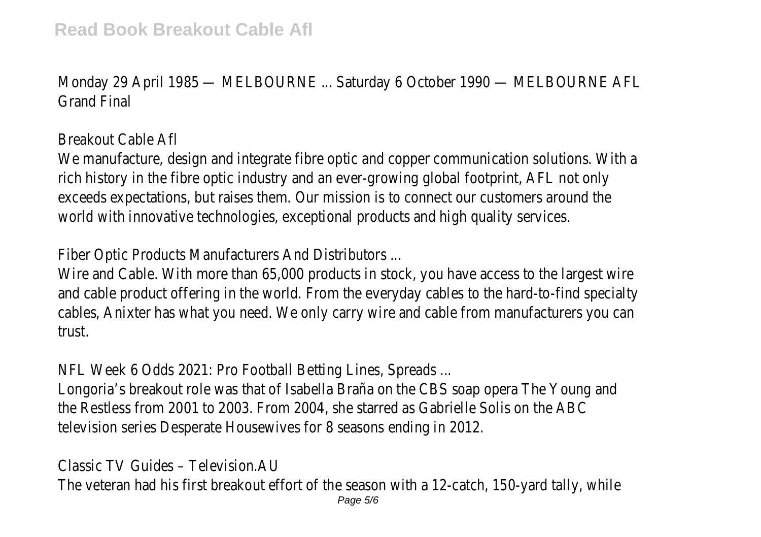Monday 29 April 1985 — MELBOURNE ... Saturday 6 October 1990 — MELBOURNE AFL Grand Final

Breakout Cable Afl

We manufacture, design and integrate fibre optic and copper communication solutions. With a rich history in the fibre optic industry and an ever-growing global footprint, AFL not only exceeds expectations, but raises them. Our mission is to connect our customers around the world with innovative technologies, exceptional products and high quality services.

Fiber Optic Products Manufacturers And Distributors ...

Wire and Cable. With more than 65,000 products in stock, you have access to the largest wire and cable product offering in the world. From the everyday cables to the hard-to-find specialty cables, Anixter has what you need. We only carry wire and cable from manufacturers you can trust.

NFL Week 6 Odds 2021: Pro Football Betting Lines, Spreads ...

Longoria's breakout role was that of Isabella Braña on the CBS soap opera The Young and the Restless from 2001 to 2003. From 2004, she starred as Gabrielle Solis on the ABC television series Desperate Housewives for 8 seasons ending in 2012.

Classic TV Guides – Television.AU

The veteran had his first breakout effort of the season with a 12-catch, 150-yard tally, while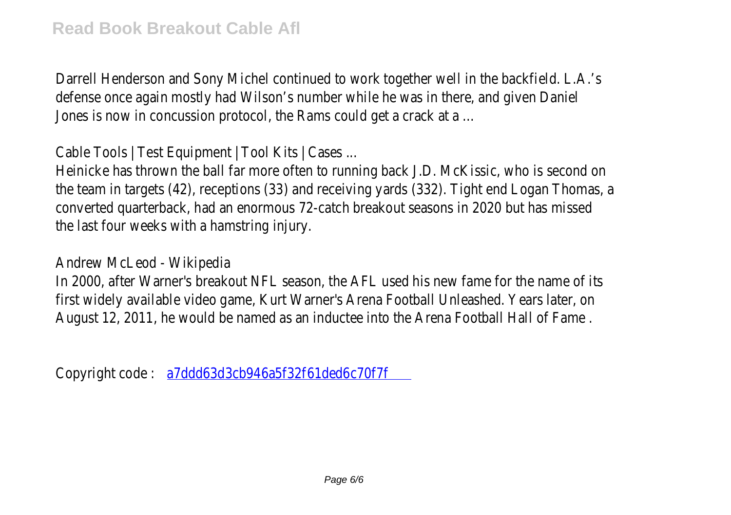Darrell Henderson and Sony Michel continued to work together well in the backfield. L.A.'s defense once again mostly had Wilson's number while he was in there, and given Daniel Jones is now in concussion protocol, the Rams could get a crack at a ...

Cable Tools | Test Equipment | Tool Kits | Cases ...

Heinicke has thrown the ball far more often to running back J.D. McKissic, who is second on the team in targets (42), receptions (33) and receiving yards (332). Tight end Logan Thomas, a converted quarterback, had an enormous 72-catch breakout seasons in 2020 but has missed the last four weeks with a hamstring injury.

Andrew McLeod - Wikipedia

In 2000, after Warner's breakout NFL season, the AFL used his new fame for the name of its first widely available video game, Kurt Warner's Arena Football Unleashed. Years later, on August 12, 2011, he would be named as an inductee into the Arena Football Hall of Fame .

Copyright code : a7ddd63d3cb946a5f32f61ded6c70f7f